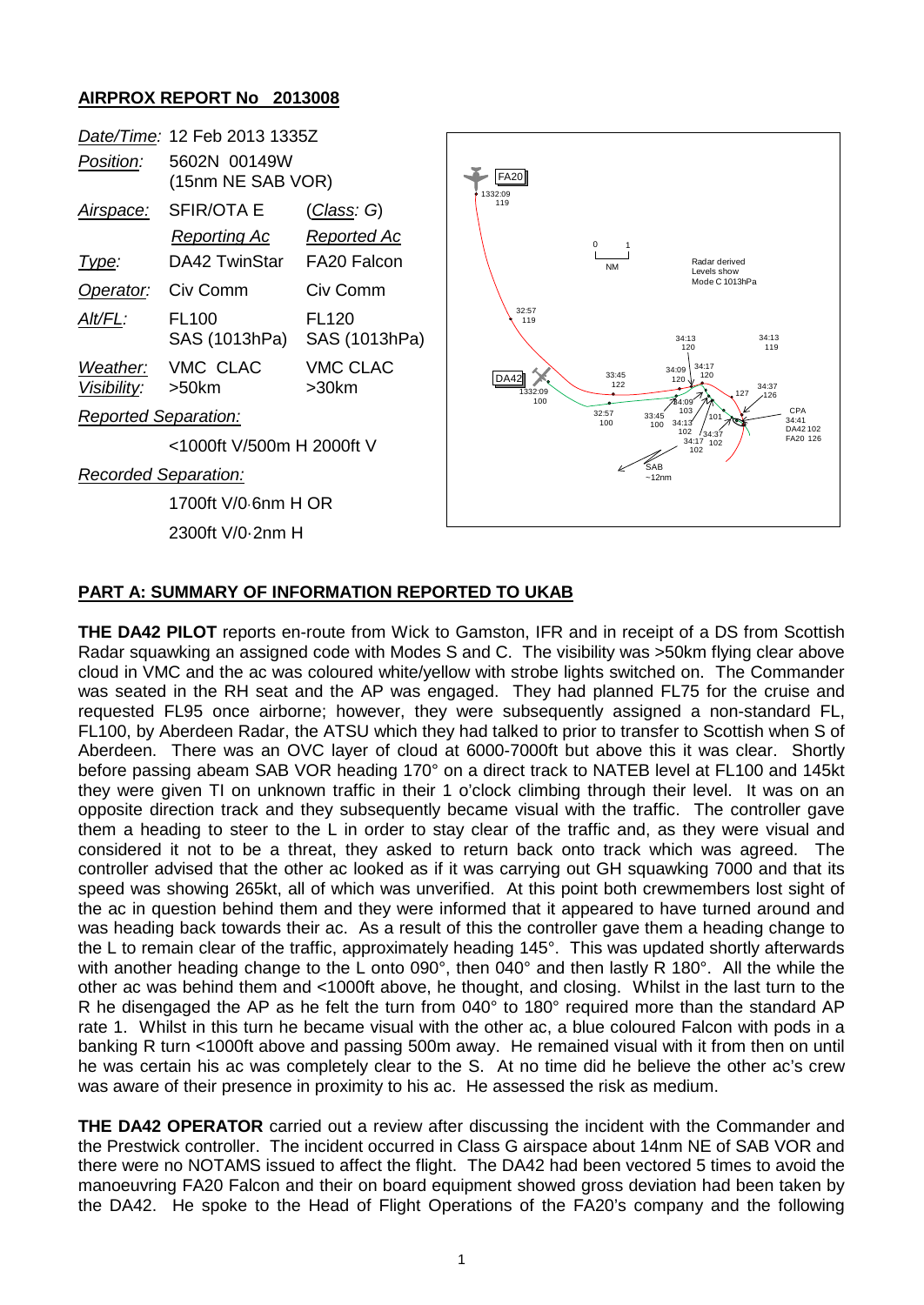## AIRPROX REPORT No 2013008

| | | |
|---|---|---|
| *Date/Time:* | 12 Feb 2013 1335Z | |
| *Position:* | 5602N 00149W (15nm NE SAB VOR) | |
| *Airspace:* | SFIR/OTA E | (*Class*: *G*) |
| | *Reporting Ac* | *Reported Ac* |
| *Type:* | DA42 TwinStar | FA20 Falcon |
| *Operator:* | Civ Comm | Civ Comm |
| *Alt/FL:* | FL100 SAS (1013hPa) | FL120 SAS (1013hPa) |
| *Weather:* | VMC CLAC | VMC CLAC |
| *Visibility:* | >50km | >30km |
| *Reported Separation:* | | |
| | <1000ft V/500m H 2000ft V | |
| *Recorded Separation:* | | |
| | 1700ft V/0·6nm H OR | |
| | 2300ft V/0·2nm H | |

## PART A: SUMMARY OF INFORMATION REPORTED TO UKAB

**THE DA42 PILOT** reports en-route from Wick to Gamston, IFR and in receipt of a DS from Scottish Radar squawking an assigned code with Modes S and C. The visibility was >50km flying clear above cloud in VMC and the ac was coloured white/yellow with strobe lights switched on. The Commander was seated in the RH seat and the AP was engaged. They had planned FL75 for the cruise and requested FL95 once airborne; however, they were subsequently assigned a non-standard FL, FL100, by Aberdeen Radar, the ATSU which they had talked to prior to transfer to Scottish when S of Aberdeen. There was an OVC layer of cloud at 6000-7000ft but above this it was clear. Shortly before passing abeam SAB VOR heading 170° on a direct track to NATEB level at FL100 and 145kt they were given TI on unknown traffic in their 1 o'clock climbing through their level. It was on an opposite direction track and they subsequently became visual with the traffic. The controller gave them a heading to steer to the L in order to stay clear of the traffic and, as they were visual and considered it not to be a threat, they asked to return back onto track which was agreed. The controller advised that the other ac looked as if it was carrying out GH squawking 7000 and that its speed was showing 265kt, all of which was unverified. At this point both crewmembers lost sight of the ac in question behind them and they were informed that it appeared to have turned around and was heading back towards their ac. As a result of this the controller gave them a heading change to the L to remain clear of the traffic, approximately heading 145°. This was updated shortly afterwards with another heading change to the L onto 090°, then 040° and then lastly R 180°. All the while the other ac was behind them and <1000ft above, he thought, and closing. Whilst in the last turn to the R he disengaged the AP as he felt the turn from 040° to 180° required more than the standard AP rate 1. Whilst in this turn he became visual with the other ac, a blue coloured Falcon with pods in a banking R turn <1000ft above and passing 500m away. He remained visual with it from then on until he was certain his ac was completely clear to the S. At no time did he believe the other ac's crew was aware of their presence in proximity to his ac. He assessed the risk as medium.

**THE DA42 OPERATOR** carried out a review after discussing the incident with the Commander and the Prestwick controller. The incident occurred in Class G airspace about 14nm NE of SAB VOR and there were no NOTAMS issued to affect the flight. The DA42 had been vectored 5 times to avoid the manoeuvring FA20 Falcon and their on board equipment showed gross deviation had been taken by the DA42. He spoke to the Head of Flight Operations of the FA20's company and the following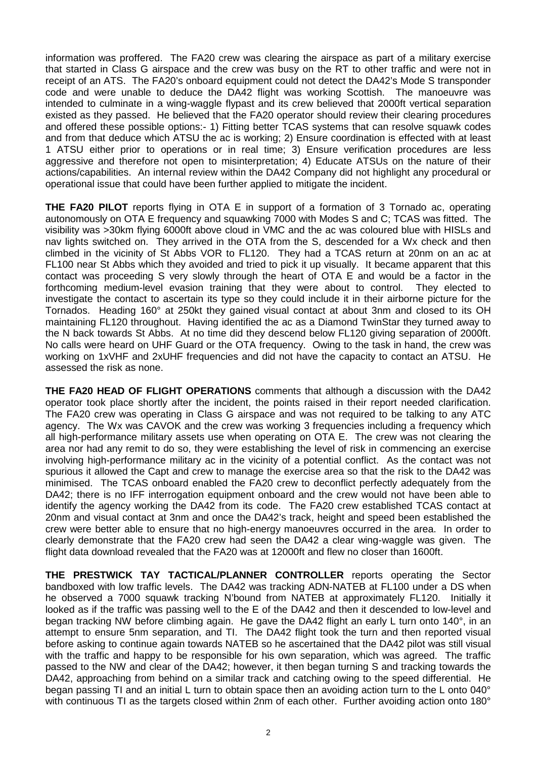information was proffered. The FA20 crew was clearing the airspace as part of a military exercise that started in Class G airspace and the crew was busy on the RT to other traffic and were not in receipt of an ATS. The FA20's onboard equipment could not detect the DA42's Mode S transponder code and were unable to deduce the DA42 flight was working Scottish. The manoeuvre was intended to culminate in a wing-waggle flypast and its crew believed that 2000ft vertical separation existed as they passed. He believed that the FA20 operator should review their clearing procedures and offered these possible options:- 1) Fitting better TCAS systems that can resolve squawk codes and from that deduce which ATSU the ac is working; 2) Ensure coordination is effected with at least 1 ATSU either prior to operations or in real time; 3) Ensure verification procedures are less aggressive and therefore not open to misinterpretation; 4) Educate ATSUs on the nature of their actions/capabilities. An internal review within the DA42 Company did not highlight any procedural or operational issue that could have been further applied to mitigate the incident.

**THE FA20 PILOT** reports flying in OTA E in support of a formation of 3 Tornado ac, operating autonomously on OTA E frequency and squawking 7000 with Modes S and C; TCAS was fitted. The visibility was >30km flying 6000ft above cloud in VMC and the ac was coloured blue with HISLs and nav lights switched on. They arrived in the OTA from the S, descended for a Wx check and then climbed in the vicinity of St Abbs VOR to FL120. They had a TCAS return at 20nm on an ac at FL100 near St Abbs which they avoided and tried to pick it up visually. It became apparent that this contact was proceeding S very slowly through the heart of OTA E and would be a factor in the forthcoming medium-level evasion training that they were about to control. They elected to investigate the contact to ascertain its type so they could include it in their airborne picture for the Tornados. Heading 160° at 250kt they gained visual contact at about 3nm and closed to its OH maintaining FL120 throughout. Having identified the ac as a Diamond TwinStar they turned away to the N back towards St Abbs. At no time did they descend below FL120 giving separation of 2000ft. No calls were heard on UHF Guard or the OTA frequency. Owing to the task in hand, the crew was working on 1xVHF and 2xUHF frequencies and did not have the capacity to contact an ATSU. He assessed the risk as none.

**THE FA20 HEAD OF FLIGHT OPERATIONS** comments that although a discussion with the DA42 operator took place shortly after the incident, the points raised in their report needed clarification. The FA20 crew was operating in Class G airspace and was not required to be talking to any ATC agency. The Wx was CAVOK and the crew was working 3 frequencies including a frequency which all high-performance military assets use when operating on OTA E. The crew was not clearing the area nor had any remit to do so, they were establishing the level of risk in commencing an exercise involving high-performance military ac in the vicinity of a potential conflict. As the contact was not spurious it allowed the Capt and crew to manage the exercise area so that the risk to the DA42 was minimised. The TCAS onboard enabled the FA20 crew to deconflict perfectly adequately from the DA42; there is no IFF interrogation equipment onboard and the crew would not have been able to identify the agency working the DA42 from its code. The FA20 crew established TCAS contact at 20nm and visual contact at 3nm and once the DA42's track, height and speed been established the crew were better able to ensure that no high-energy manoeuvres occurred in the area. In order to clearly demonstrate that the FA20 crew had seen the DA42 a clear wing-waggle was given. The flight data download revealed that the FA20 was at 12000ft and flew no closer than 1600ft.

**THE PRESTWICK TAY TACTICAL/PLANNER CONTROLLER** reports operating the Sector bandboxed with low traffic levels. The DA42 was tracking ADN-NATEB at FL100 under a DS when he observed a 7000 squawk tracking N'bound from NATEB at approximately FL120. Initially it looked as if the traffic was passing well to the E of the DA42 and then it descended to low-level and began tracking NW before climbing again. He gave the DA42 flight an early L turn onto 140°, in an attempt to ensure 5nm separation, and TI. The DA42 flight took the turn and then reported visual before asking to continue again towards NATEB so he ascertained that the DA42 pilot was still visual with the traffic and happy to be responsible for his own separation, which was agreed. The traffic passed to the NW and clear of the DA42; however, it then began turning S and tracking towards the DA42, approaching from behind on a similar track and catching owing to the speed differential. He began passing TI and an initial L turn to obtain space then an avoiding action turn to the L onto 040° with continuous TI as the targets closed within 2nm of each other. Further avoiding action onto 180°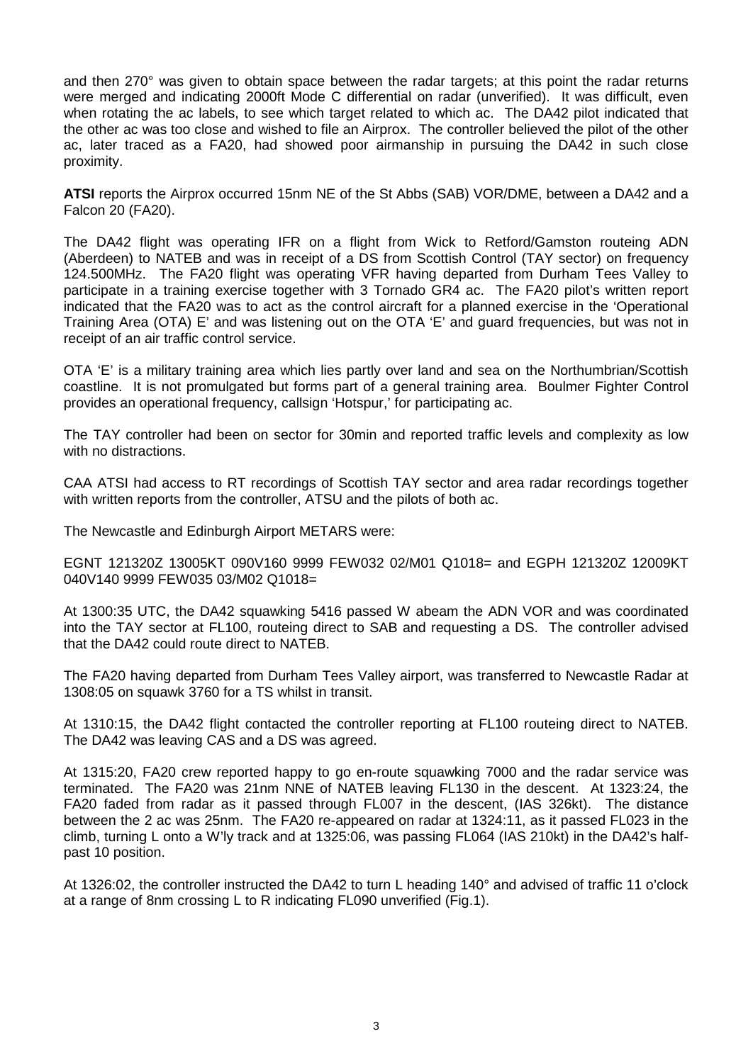and then 270° was given to obtain space between the radar targets; at this point the radar returns were merged and indicating 2000ft Mode C differential on radar (unverified). It was difficult, even when rotating the ac labels, to see which target related to which ac. The DA42 pilot indicated that the other ac was too close and wished to file an Airprox. The controller believed the pilot of the other ac, later traced as a FA20, had showed poor airmanship in pursuing the DA42 in such close proximity.

**ATSI** reports the Airprox occurred 15nm NE of the St Abbs (SAB) VOR/DME, between a DA42 and a Falcon 20 (FA20).

The DA42 flight was operating IFR on a flight from Wick to Retford/Gamston routeing ADN (Aberdeen) to NATEB and was in receipt of a DS from Scottish Control (TAY sector) on frequency 124.500MHz. The FA20 flight was operating VFR having departed from Durham Tees Valley to participate in a training exercise together with 3 Tornado GR4 ac. The FA20 pilot's written report indicated that the FA20 was to act as the control aircraft for a planned exercise in the 'Operational Training Area (OTA) E' and was listening out on the OTA 'E' and guard frequencies, but was not in receipt of an air traffic control service.

OTA 'E' is a military training area which lies partly over land and sea on the Northumbrian/Scottish coastline. It is not promulgated but forms part of a general training area. Boulmer Fighter Control provides an operational frequency, callsign 'Hotspur,' for participating ac.

The TAY controller had been on sector for 30min and reported traffic levels and complexity as low with no distractions.

CAA ATSI had access to RT recordings of Scottish TAY sector and area radar recordings together with written reports from the controller, ATSU and the pilots of both ac.

The Newcastle and Edinburgh Airport METARS were:

EGNT 121320Z 13005KT 090V160 9999 FEW032 02/M01 Q1018= and EGPH 121320Z 12009KT 040V140 9999 FEW035 03/M02 Q1018=

At 1300:35 UTC, the DA42 squawking 5416 passed W abeam the ADN VOR and was coordinated into the TAY sector at FL100, routeing direct to SAB and requesting a DS. The controller advised that the DA42 could route direct to NATEB.

The FA20 having departed from Durham Tees Valley airport, was transferred to Newcastle Radar at 1308:05 on squawk 3760 for a TS whilst in transit.

At 1310:15, the DA42 flight contacted the controller reporting at FL100 routeing direct to NATEB. The DA42 was leaving CAS and a DS was agreed.

At 1315:20, FA20 crew reported happy to go en-route squawking 7000 and the radar service was terminated. The FA20 was 21nm NNE of NATEB leaving FL130 in the descent. At 1323:24, the FA20 faded from radar as it passed through FL007 in the descent, (IAS 326kt). The distance between the 2 ac was 25nm. The FA20 re-appeared on radar at 1324:11, as it passed FL023 in the climb, turning L onto a W'ly track and at 1325:06, was passing FL064 (IAS 210kt) in the DA42's half-past 10 position.

At 1326:02, the controller instructed the DA42 to turn L heading 140° and advised of traffic 11 o'clock at a range of 8nm crossing L to R indicating FL090 unverified (Fig.1).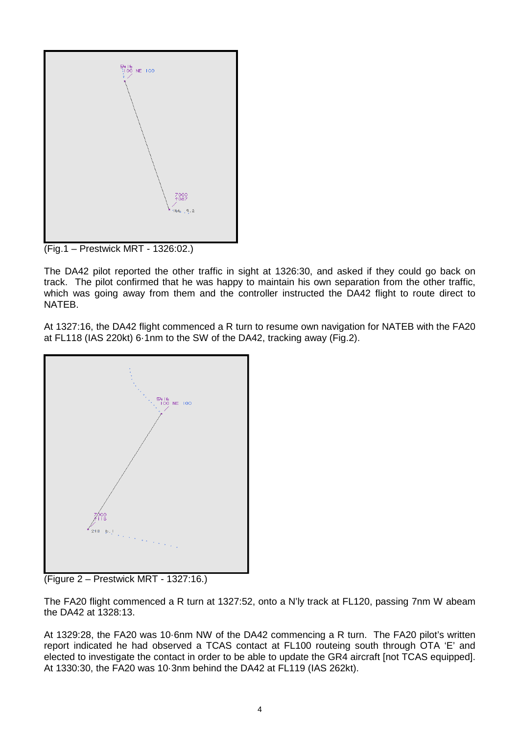(Fig.1 – Prestwick MRT - 1326:02.)

The DA42 pilot reported the other traffic in sight at 1326:30, and asked if they could go back on track. The pilot confirmed that he was happy to maintain his own separation from the other traffic, which was going away from them and the controller instructed the DA42 flight to route direct to NATEB.

At 1327:16, the DA42 flight commenced a R turn to resume own navigation for NATEB with the FA20 at FL118 (IAS 220kt) 6·1nm to the SW of the DA42, tracking away (Fig.2).

(Figure 2 – Prestwick MRT - 1327:16.)

The FA20 flight commenced a R turn at 1327:52, onto a N'ly track at FL120, passing 7nm W abeam the DA42 at 1328:13.

At 1329:28, the FA20 was 10·6nm NW of the DA42 commencing a R turn. The FA20 pilot's written report indicated he had observed a TCAS contact at FL100 routeing south through OTA 'E' and elected to investigate the contact in order to be able to update the GR4 aircraft [not TCAS equipped]. At 1330:30, the FA20 was 10·3nm behind the DA42 at FL119 (IAS 262kt).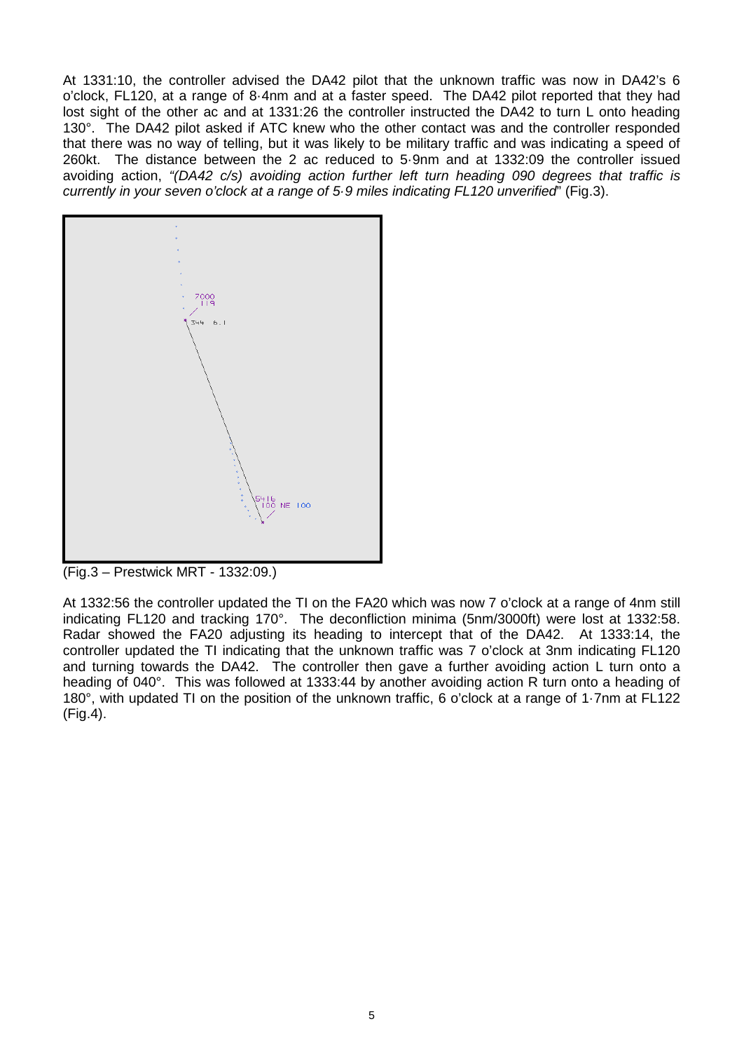At 1331:10, the controller advised the DA42 pilot that the unknown traffic was now in DA42's 6 o'clock, FL120, at a range of 8·4nm and at a faster speed. The DA42 pilot reported that they had lost sight of the other ac and at 1331:26 the controller instructed the DA42 to turn L onto heading 130°. The DA42 pilot asked if ATC knew who the other contact was and the controller responded that there was no way of telling, but it was likely to be military traffic and was indicating a speed of 260kt. The distance between the 2 ac reduced to 5·9nm and at 1332:09 the controller issued avoiding action, *"(DA42 c/s) avoiding action further left turn heading 090 degrees that traffic is currently in your seven o'clock at a range of 5·9 miles indicating FL120 unverified*" (Fig.3).

(Fig.3 – Prestwick MRT - 1332:09.)

At 1332:56 the controller updated the TI on the FA20 which was now 7 o'clock at a range of 4nm still indicating FL120 and tracking 170°. The deconfliction minima (5nm/3000ft) were lost at 1332:58. Radar showed the FA20 adjusting its heading to intercept that of the DA42. At 1333:14, the controller updated the TI indicating that the unknown traffic was 7 o'clock at 3nm indicating FL120 and turning towards the DA42. The controller then gave a further avoiding action L turn onto a heading of 040°. This was followed at 1333:44 by another avoiding action R turn onto a heading of 180°, with updated TI on the position of the unknown traffic, 6 o'clock at a range of 1·7nm at FL122 (Fig.4).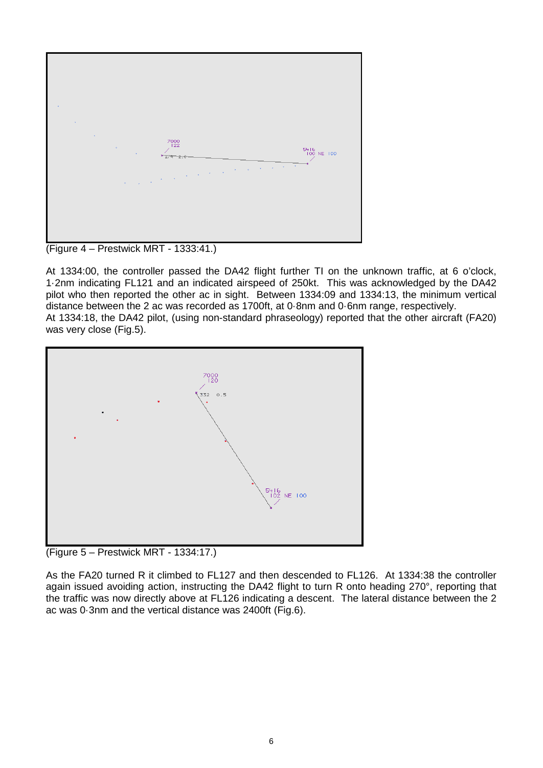(Figure 4 – Prestwick MRT - 1333:41.)

At 1334:00, the controller passed the DA42 flight further TI on the unknown traffic, at 6 o'clock, 1·2nm indicating FL121 and an indicated airspeed of 250kt. This was acknowledged by the DA42 pilot who then reported the other ac in sight. Between 1334:09 and 1334:13, the minimum vertical distance between the 2 ac was recorded as 1700ft, at 0·8nm and 0·6nm range, respectively.
At 1334:18, the DA42 pilot, (using non-standard phraseology) reported that the other aircraft (FA20) was very close (Fig.5).

(Figure 5 – Prestwick MRT - 1334:17.)

As the FA20 turned R it climbed to FL127 and then descended to FL126. At 1334:38 the controller again issued avoiding action, instructing the DA42 flight to turn R onto heading 270°, reporting that the traffic was now directly above at FL126 indicating a descent. The lateral distance between the 2 ac was 0·3nm and the vertical distance was 2400ft (Fig.6).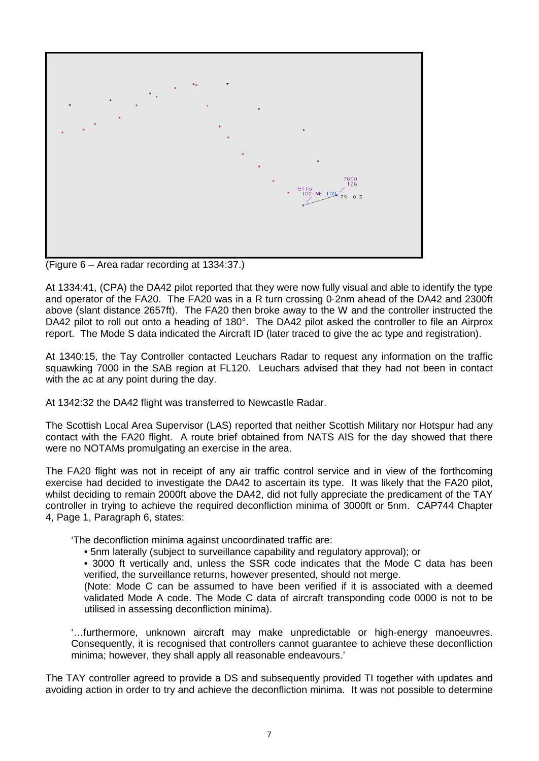(Figure 6 – Area radar recording at 1334:37.)

At 1334:41, (CPA) the DA42 pilot reported that they were now fully visual and able to identify the type and operator of the FA20. The FA20 was in a R turn crossing 0·2nm ahead of the DA42 and 2300ft above (slant distance 2657ft). The FA20 then broke away to the W and the controller instructed the DA42 pilot to roll out onto a heading of 180°. The DA42 pilot asked the controller to file an Airprox report. The Mode S data indicated the Aircraft ID (later traced to give the ac type and registration).

At 1340:15, the Tay Controller contacted Leuchars Radar to request any information on the traffic squawking 7000 in the SAB region at FL120. Leuchars advised that they had not been in contact with the ac at any point during the day.

At 1342:32 the DA42 flight was transferred to Newcastle Radar.

The Scottish Local Area Supervisor (LAS) reported that neither Scottish Military nor Hotspur had any contact with the FA20 flight. A route brief obtained from NATS AIS for the day showed that there were no NOTAMs promulgating an exercise in the area.

The FA20 flight was not in receipt of any air traffic control service and in view of the forthcoming exercise had decided to investigate the DA42 to ascertain its type. It was likely that the FA20 pilot, whilst deciding to remain 2000ft above the DA42, did not fully appreciate the predicament of the TAY controller in trying to achieve the required deconfliction minima of 3000ft or 5nm. CAP744 Chapter 4, Page 1, Paragraph 6, states:

> 'The deconfliction minima against uncoordinated traffic are:
>
> - 5nm laterally (subject to surveillance capability and regulatory approval); or
> - 3000 ft vertically and, unless the SSR code indicates that the Mode C data has been verified, the surveillance returns, however presented, should not merge.
>
> (Note: Mode C can be assumed to have been verified if it is associated with a deemed validated Mode A code. The Mode C data of aircraft transponding code 0000 is not to be utilised in assessing deconfliction minima).
>
> '…furthermore, unknown aircraft may make unpredictable or high-energy manoeuvres. Consequently, it is recognised that controllers cannot guarantee to achieve these deconfliction minima; however, they shall apply all reasonable endeavours.'

The TAY controller agreed to provide a DS and subsequently provided TI together with updates and avoiding action in order to try and achieve the deconfliction minima. It was not possible to determine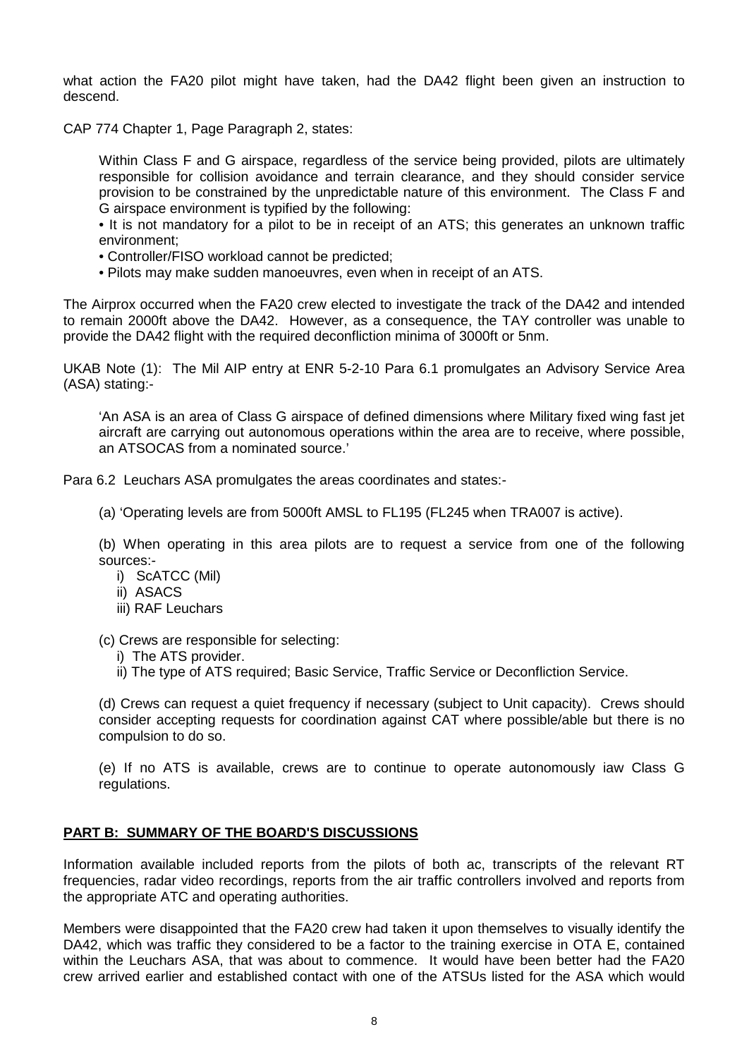what action the FA20 pilot might have taken, had the DA42 flight been given an instruction to descend.

CAP 774 Chapter 1, Page Paragraph 2, states:

> Within Class F and G airspace, regardless of the service being provided, pilots are ultimately responsible for collision avoidance and terrain clearance, and they should consider service provision to be constrained by the unpredictable nature of this environment. The Class F and G airspace environment is typified by the following:
>
> • It is not mandatory for a pilot to be in receipt of an ATS; this generates an unknown traffic environment;
>
> • Controller/FISO workload cannot be predicted;
>
> • Pilots may make sudden manoeuvres, even when in receipt of an ATS.

The Airprox occurred when the FA20 crew elected to investigate the track of the DA42 and intended to remain 2000ft above the DA42. However, as a consequence, the TAY controller was unable to provide the DA42 flight with the required deconfliction minima of 3000ft or 5nm.

UKAB Note (1): The Mil AIP entry at ENR 5-2-10 Para 6.1 promulgates an Advisory Service Area (ASA) stating:-

> 'An ASA is an area of Class G airspace of defined dimensions where Military fixed wing fast jet aircraft are carrying out autonomous operations within the area are to receive, where possible, an ATSOCAS from a nominated source.'

Para 6.2 Leuchars ASA promulgates the areas coordinates and states:-

> (a) 'Operating levels are from 5000ft AMSL to FL195 (FL245 when TRA007 is active).
>
> (b) When operating in this area pilots are to request a service from one of the following sources:-
>
> i) ScATCC (Mil)
> ii) ASACS
> iii) RAF Leuchars
>
> (c) Crews are responsible for selecting:
>
> i) The ATS provider.
> ii) The type of ATS required; Basic Service, Traffic Service or Deconfliction Service.
>
> (d) Crews can request a quiet frequency if necessary (subject to Unit capacity). Crews should consider accepting requests for coordination against CAT where possible/able but there is no compulsion to do so.
>
> (e) If no ATS is available, crews are to continue to operate autonomously iaw Class G regulations.

## PART B: SUMMARY OF THE BOARD'S DISCUSSIONS

Information available included reports from the pilots of both ac, transcripts of the relevant RT frequencies, radar video recordings, reports from the air traffic controllers involved and reports from the appropriate ATC and operating authorities.

Members were disappointed that the FA20 crew had taken it upon themselves to visually identify the DA42, which was traffic they considered to be a factor to the training exercise in OTA E, contained within the Leuchars ASA, that was about to commence. It would have been better had the FA20 crew arrived earlier and established contact with one of the ATSUs listed for the ASA which would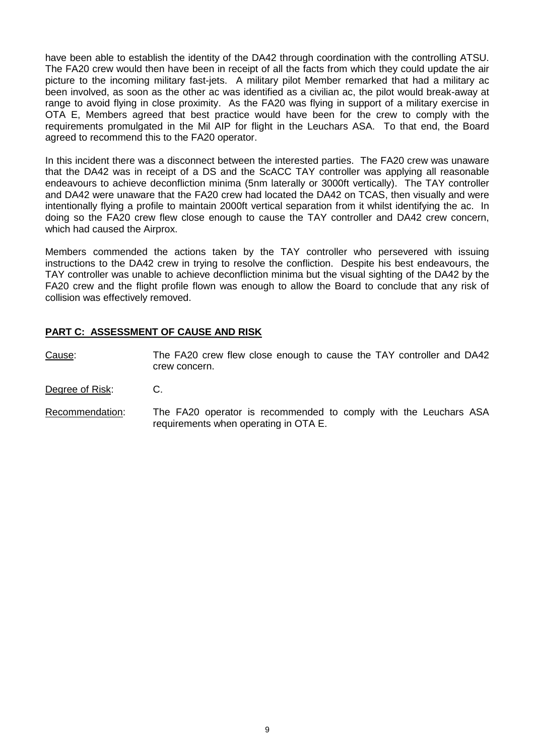have been able to establish the identity of the DA42 through coordination with the controlling ATSU. The FA20 crew would then have been in receipt of all the facts from which they could update the air picture to the incoming military fast-jets. A military pilot Member remarked that had a military ac been involved, as soon as the other ac was identified as a civilian ac, the pilot would break-away at range to avoid flying in close proximity. As the FA20 was flying in support of a military exercise in OTA E, Members agreed that best practice would have been for the crew to comply with the requirements promulgated in the Mil AIP for flight in the Leuchars ASA. To that end, the Board agreed to recommend this to the FA20 operator.

In this incident there was a disconnect between the interested parties. The FA20 crew was unaware that the DA42 was in receipt of a DS and the ScACC TAY controller was applying all reasonable endeavours to achieve deconfliction minima (5nm laterally or 3000ft vertically). The TAY controller and DA42 were unaware that the FA20 crew had located the DA42 on TCAS, then visually and were intentionally flying a profile to maintain 2000ft vertical separation from it whilst identifying the ac. In doing so the FA20 crew flew close enough to cause the TAY controller and DA42 crew concern, which had caused the Airprox.

Members commended the actions taken by the TAY controller who persevered with issuing instructions to the DA42 crew in trying to resolve the confliction. Despite his best endeavours, the TAY controller was unable to achieve deconfliction minima but the visual sighting of the DA42 by the FA20 crew and the flight profile flown was enough to allow the Board to conclude that any risk of collision was effectively removed.

## PART C: ASSESSMENT OF CAUSE AND RISK

Cause: The FA20 crew flew close enough to cause the TAY controller and DA42 crew concern.

Degree of Risk: C.

Recommendation: The FA20 operator is recommended to comply with the Leuchars ASA requirements when operating in OTA E.